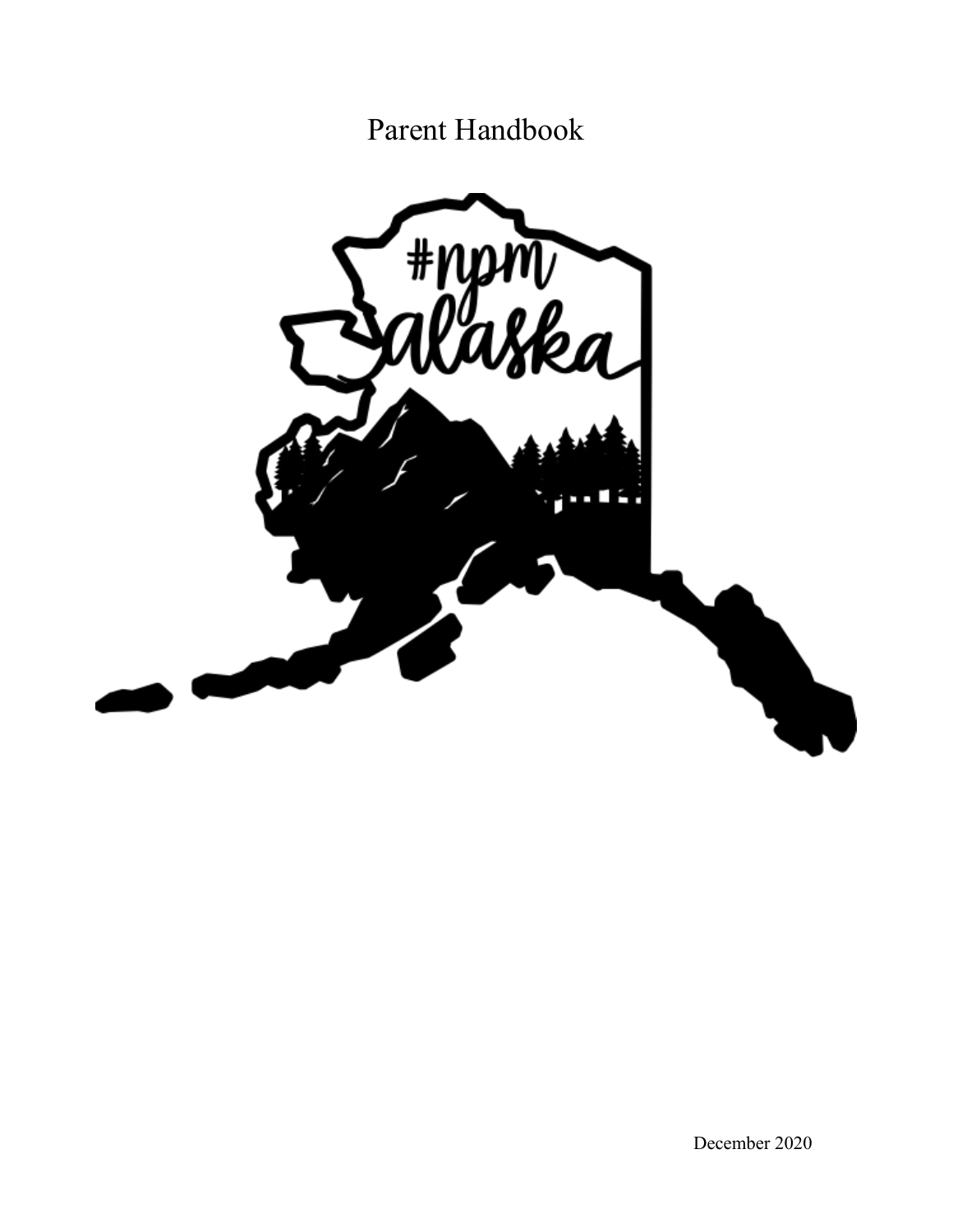# Parent Handbook

December 2020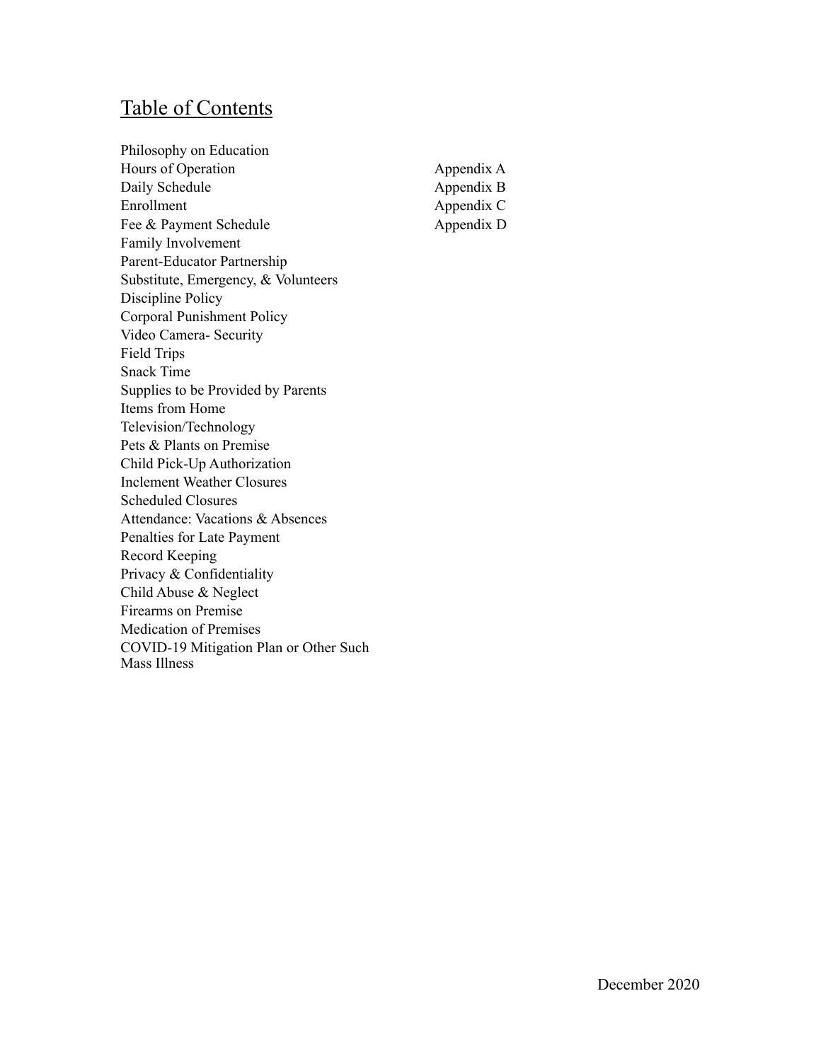## Table of Contents

| | |
|---|---|
| Philosophy on Education | |
| Hours of Operation | Appendix A |
| Daily Schedule | Appendix B |
| Enrollment | Appendix C |
| Fee & Payment Schedule | Appendix D |
| Family Involvement | |
| Parent-Educator Partnership | |
| Substitute, Emergency, & Volunteers | |
| Discipline Policy | |
| Corporal Punishment Policy | |
| Video Camera- Security | |
| Field Trips | |
| Snack Time | |
| Supplies to be Provided by Parents | |
| Items from Home | |
| Television/Technology | |
| Pets & Plants on Premise | |
| Child Pick-Up Authorization | |
| Inclement Weather Closures | |
| Scheduled Closures | |
| Attendance: Vacations & Absences | |
| Penalties for Late Payment | |
| Record Keeping | |
| Privacy & Confidentiality | |
| Child Abuse & Neglect | |
| Firearms on Premise | |
| Medication of Premises | |
| COVID-19 Mitigation Plan or Other Such Mass Illness | |

December 2020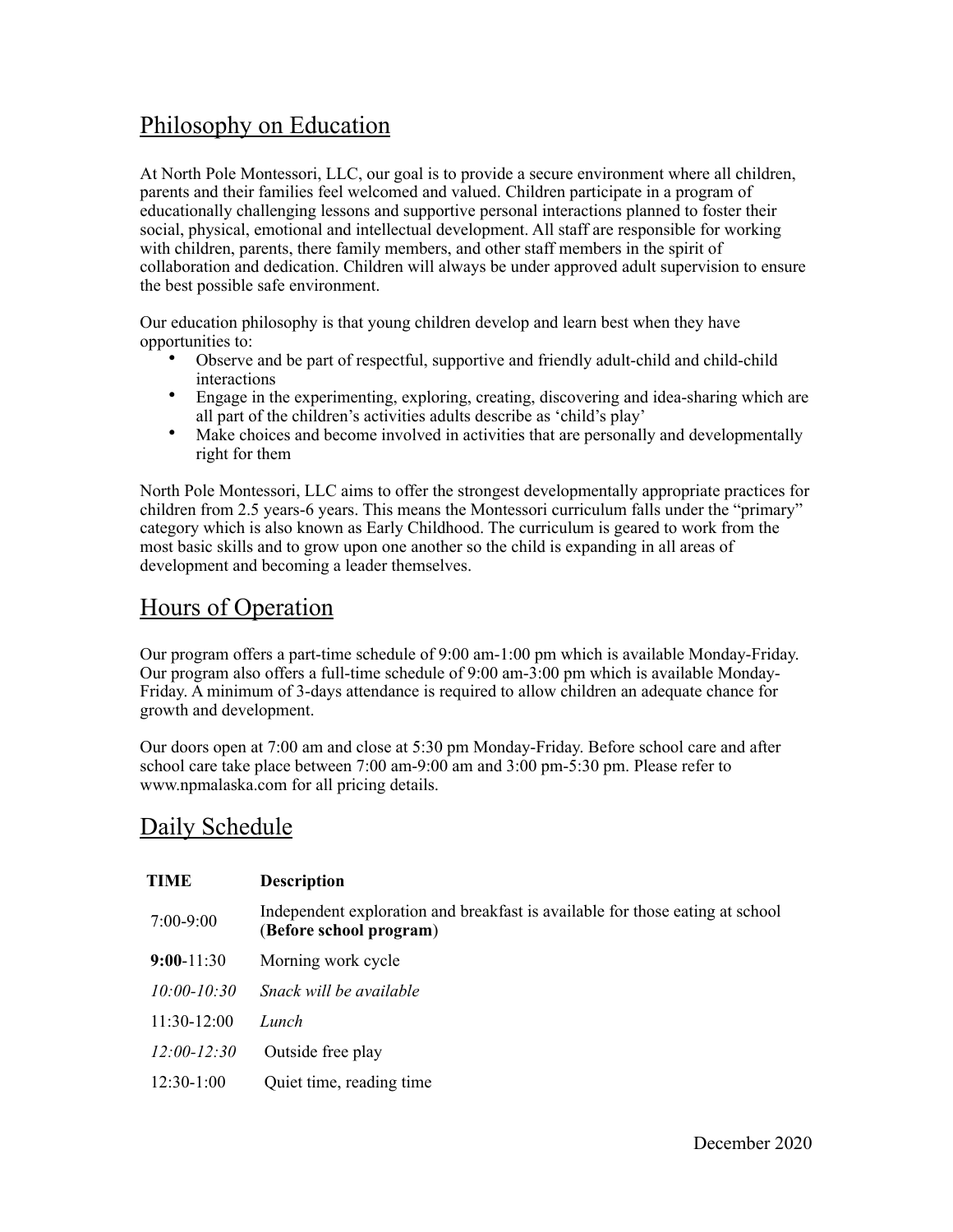## Philosophy on Education

At North Pole Montessori, LLC, our goal is to provide a secure environment where all children, parents and their families feel welcomed and valued. Children participate in a program of educationally challenging lessons and supportive personal interactions planned to foster their social, physical, emotional and intellectual development. All staff are responsible for working with children, parents, there family members, and other staff members in the spirit of collaboration and dedication. Children will always be under approved adult supervision to ensure the best possible safe environment.

Our education philosophy is that young children develop and learn best when they have opportunities to:

- Observe and be part of respectful, supportive and friendly adult-child and child-child interactions
- Engage in the experimenting, exploring, creating, discovering and idea-sharing which are all part of the children's activities adults describe as 'child's play'
- Make choices and become involved in activities that are personally and developmentally right for them

North Pole Montessori, LLC aims to offer the strongest developmentally appropriate practices for children from 2.5 years-6 years. This means the Montessori curriculum falls under the "primary" category which is also known as Early Childhood. The curriculum is geared to work from the most basic skills and to grow upon one another so the child is expanding in all areas of development and becoming a leader themselves.

## Hours of Operation

Our program offers a part-time schedule of 9:00 am-1:00 pm which is available Monday-Friday. Our program also offers a full-time schedule of 9:00 am-3:00 pm which is available Monday-Friday. A minimum of 3-days attendance is required to allow children an adequate chance for growth and development.

Our doors open at 7:00 am and close at 5:30 pm Monday-Friday. Before school care and after school care take place between 7:00 am-9:00 am and 3:00 pm-5:30 pm. Please refer to www.npmalaska.com for all pricing details.

## Daily Schedule

| TIME | Description |
|---|---|
| 7:00-9:00 | Independent exploration and breakfast is available for those eating at school (**Before school program**) |
| **9:00**-11:30 | Morning work cycle |
| *10:00-10:30* | *Snack will be available* |
| 11:30-12:00 | *Lunch* |
| *12:00-12:30* | Outside free play |
| 12:30-1:00 | Quiet time, reading time |

December 2020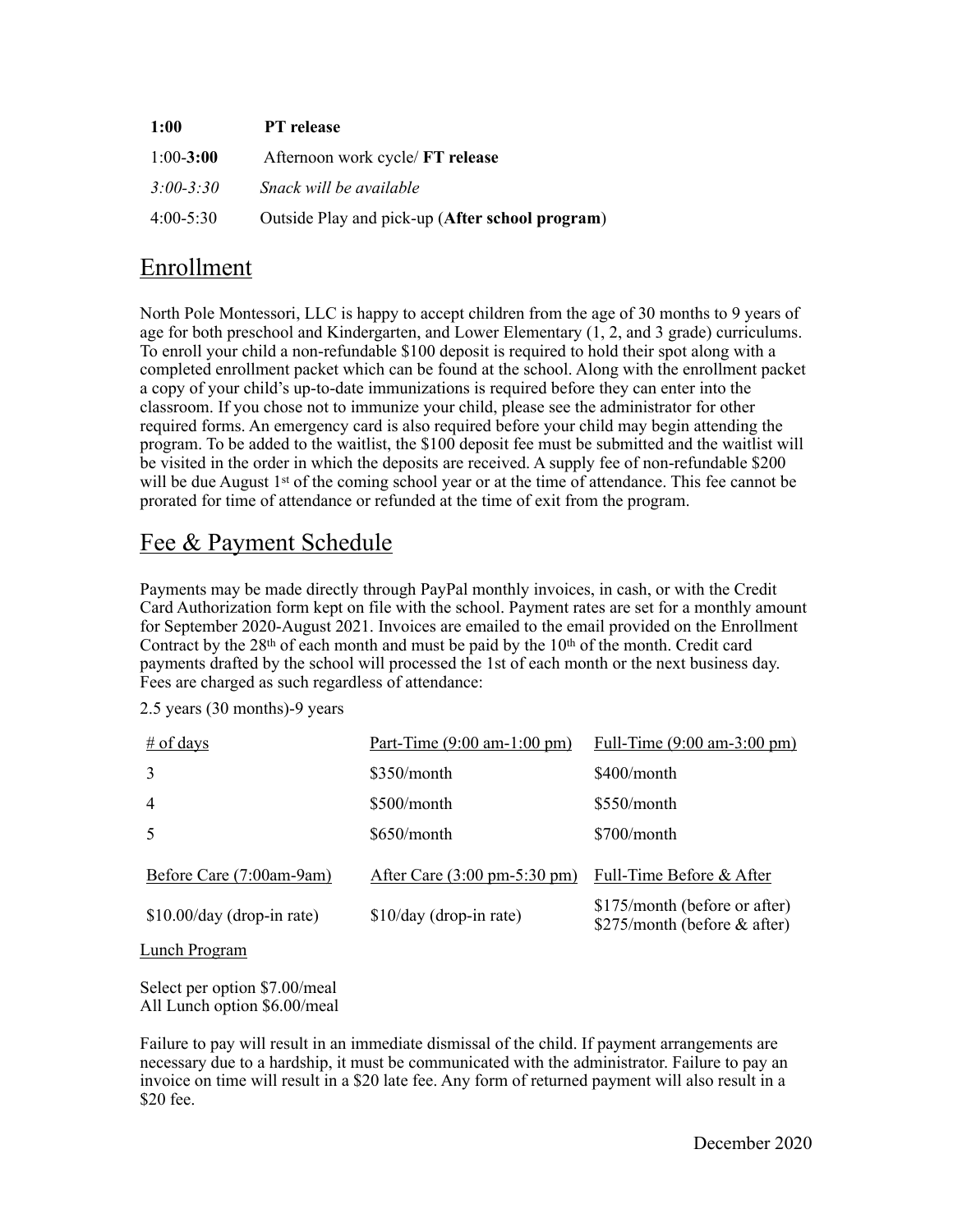| | |
|---|---|
| **1:00** | **PT release** |
| 1:00-**3:00** | Afternoon work cycle/ **FT release** |
| *3:00-3:30* | *Snack will be available* |
| 4:00-5:30 | Outside Play and pick-up (**After school program**) |

## Enrollment

North Pole Montessori, LLC is happy to accept children from the age of 30 months to 9 years of age for both preschool and Kindergarten, and Lower Elementary (1, 2, and 3 grade) curriculums. To enroll your child a non-refundable $100 deposit is required to hold their spot along with a completed enrollment packet which can be found at the school. Along with the enrollment packet a copy of your child's up-to-date immunizations is required before they can enter into the classroom. If you chose not to immunize your child, please see the administrator for other required forms. An emergency card is also required before your child may begin attending the program. To be added to the waitlist, the $100 deposit fee must be submitted and the waitlist will be visited in the order in which the deposits are received. A supply fee of non-refundable $200 will be due August 1st of the coming school year or at the time of attendance. This fee cannot be prorated for time of attendance or refunded at the time of exit from the program.

## Fee & Payment Schedule

Payments may be made directly through PayPal monthly invoices, in cash, or with the Credit Card Authorization form kept on file with the school. Payment rates are set for a monthly amount for September 2020-August 2021. Invoices are emailed to the email provided on the Enrollment Contract by the 28th of each month and must be paid by the 10th of the month. Credit card payments drafted by the school will processed the 1st of each month or the next business day. Fees are charged as such regardless of attendance:

2.5 years (30 months)-9 years

| # of days | Part-Time (9:00 am-1:00 pm) | Full-Time (9:00 am-3:00 pm) |
|---|---|---|
| 3 | $350/month | $400/month |
| 4 | $500/month | $550/month |
| 5 | $650/month | $700/month |

| Before Care (7:00am-9am) | After Care (3:00 pm-5:30 pm) | Full-Time Before & After |
|---|---|---|
| $10.00/day (drop-in rate) | $10/day (drop-in rate) | $175/month (before or after)<br>$275/month (before & after) |

Lunch Program

Select per option $7.00/meal
All Lunch option $6.00/meal

Failure to pay will result in an immediate dismissal of the child. If payment arrangements are necessary due to a hardship, it must be communicated with the administrator. Failure to pay an invoice on time will result in a $20 late fee. Any form of returned payment will also result in a $20 fee.

December 2020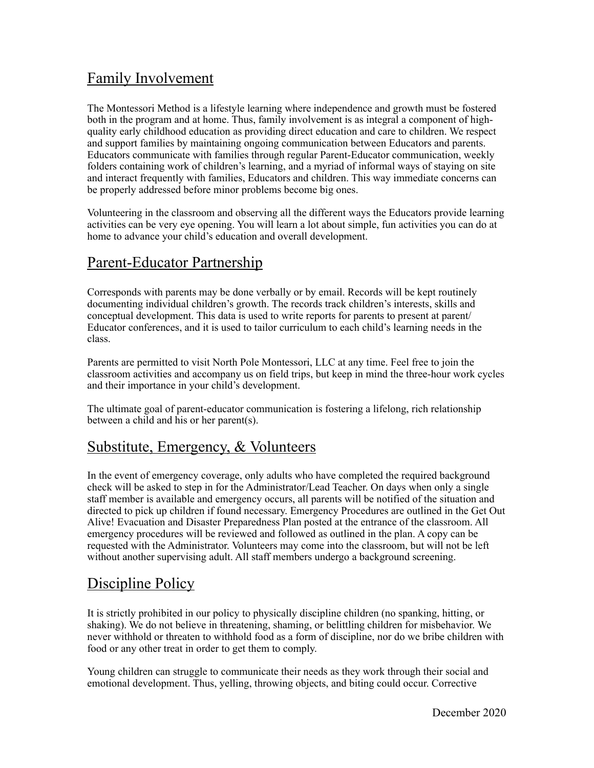## Family Involvement

The Montessori Method is a lifestyle learning where independence and growth must be fostered both in the program and at home. Thus, family involvement is as integral a component of high-quality early childhood education as providing direct education and care to children. We respect and support families by maintaining ongoing communication between Educators and parents. Educators communicate with families through regular Parent-Educator communication, weekly folders containing work of children's learning, and a myriad of informal ways of staying on site and interact frequently with families, Educators and children. This way immediate concerns can be properly addressed before minor problems become big ones.

Volunteering in the classroom and observing all the different ways the Educators provide learning activities can be very eye opening. You will learn a lot about simple, fun activities you can do at home to advance your child's education and overall development.

## Parent-Educator Partnership

Corresponds with parents may be done verbally or by email. Records will be kept routinely documenting individual children's growth. The records track children's interests, skills and conceptual development. This data is used to write reports for parents to present at parent/ Educator conferences, and it is used to tailor curriculum to each child's learning needs in the class.

Parents are permitted to visit North Pole Montessori, LLC at any time. Feel free to join the classroom activities and accompany us on field trips, but keep in mind the three-hour work cycles and their importance in your child's development.

The ultimate goal of parent-educator communication is fostering a lifelong, rich relationship between a child and his or her parent(s).

## Substitute, Emergency, & Volunteers

In the event of emergency coverage, only adults who have completed the required background check will be asked to step in for the Administrator/Lead Teacher. On days when only a single staff member is available and emergency occurs, all parents will be notified of the situation and directed to pick up children if found necessary. Emergency Procedures are outlined in the Get Out Alive! Evacuation and Disaster Preparedness Plan posted at the entrance of the classroom. All emergency procedures will be reviewed and followed as outlined in the plan. A copy can be requested with the Administrator. Volunteers may come into the classroom, but will not be left without another supervising adult. All staff members undergo a background screening.

## Discipline Policy

It is strictly prohibited in our policy to physically discipline children (no spanking, hitting, or shaking). We do not believe in threatening, shaming, or belittling children for misbehavior. We never withhold or threaten to withhold food as a form of discipline, nor do we bribe children with food or any other treat in order to get them to comply.

Young children can struggle to communicate their needs as they work through their social and emotional development. Thus, yelling, throwing objects, and biting could occur. Corrective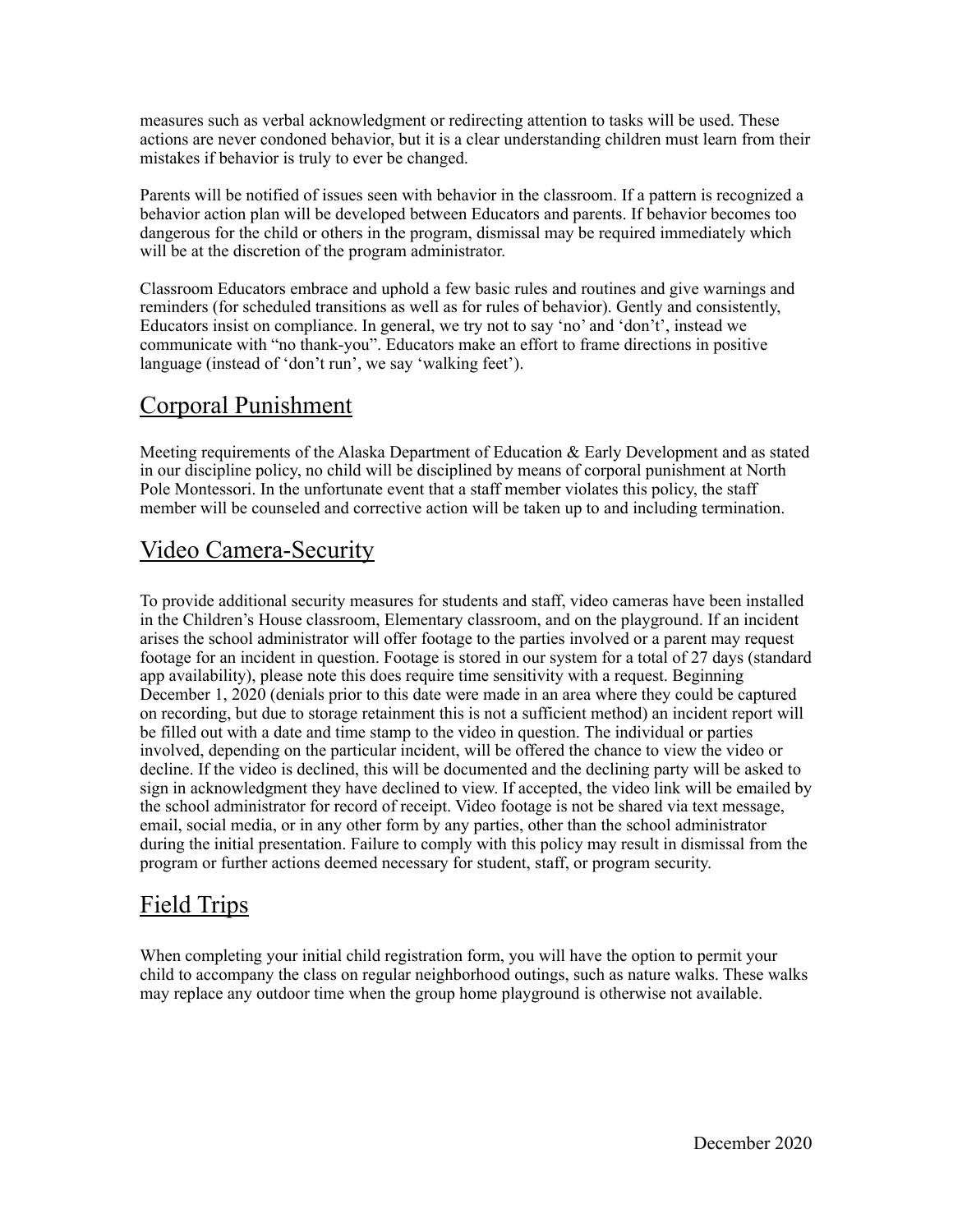measures such as verbal acknowledgment or redirecting attention to tasks will be used. These actions are never condoned behavior, but it is a clear understanding children must learn from their mistakes if behavior is truly to ever be changed.

Parents will be notified of issues seen with behavior in the classroom. If a pattern is recognized a behavior action plan will be developed between Educators and parents. If behavior becomes too dangerous for the child or others in the program, dismissal may be required immediately which will be at the discretion of the program administrator.

Classroom Educators embrace and uphold a few basic rules and routines and give warnings and reminders (for scheduled transitions as well as for rules of behavior). Gently and consistently, Educators insist on compliance. In general, we try not to say 'no' and 'don't', instead we communicate with "no thank-you". Educators make an effort to frame directions in positive language (instead of 'don't run', we say 'walking feet').

## Corporal Punishment

Meeting requirements of the Alaska Department of Education & Early Development and as stated in our discipline policy, no child will be disciplined by means of corporal punishment at North Pole Montessori. In the unfortunate event that a staff member violates this policy, the staff member will be counseled and corrective action will be taken up to and including termination.

## Video Camera-Security

To provide additional security measures for students and staff, video cameras have been installed in the Children's House classroom, Elementary classroom, and on the playground. If an incident arises the school administrator will offer footage to the parties involved or a parent may request footage for an incident in question. Footage is stored in our system for a total of 27 days (standard app availability), please note this does require time sensitivity with a request. Beginning December 1, 2020 (denials prior to this date were made in an area where they could be captured on recording, but due to storage retainment this is not a sufficient method) an incident report will be filled out with a date and time stamp to the video in question. The individual or parties involved, depending on the particular incident, will be offered the chance to view the video or decline. If the video is declined, this will be documented and the declining party will be asked to sign in acknowledgment they have declined to view. If accepted, the video link will be emailed by the school administrator for record of receipt. Video footage is not be shared via text message, email, social media, or in any other form by any parties, other than the school administrator during the initial presentation. Failure to comply with this policy may result in dismissal from the program or further actions deemed necessary for student, staff, or program security.

## Field Trips

When completing your initial child registration form, you will have the option to permit your child to accompany the class on regular neighborhood outings, such as nature walks. These walks may replace any outdoor time when the group home playground is otherwise not available.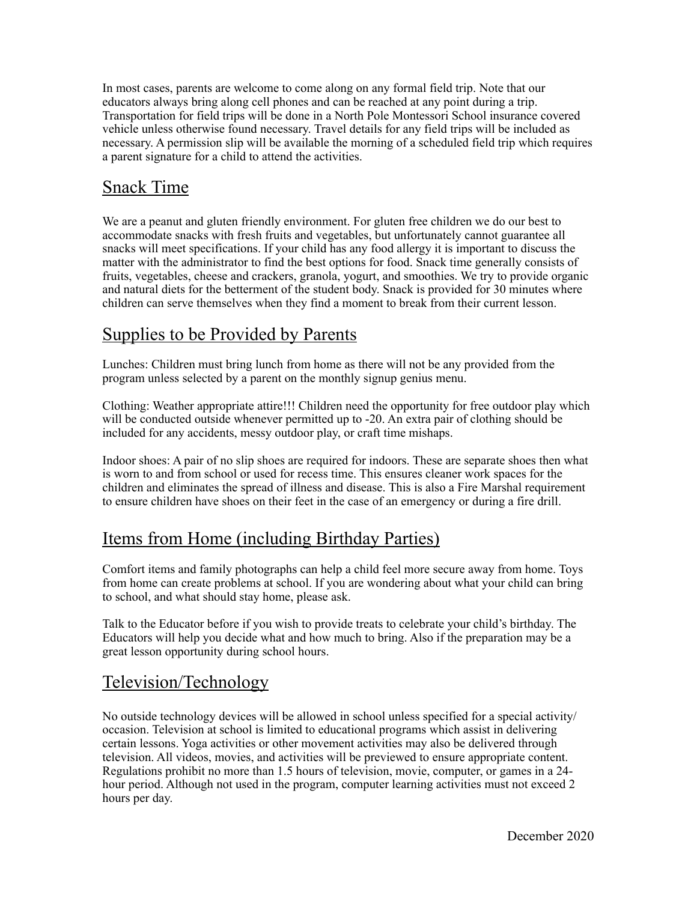In most cases, parents are welcome to come along on any formal field trip. Note that our educators always bring along cell phones and can be reached at any point during a trip. Transportation for field trips will be done in a North Pole Montessori School insurance covered vehicle unless otherwise found necessary. Travel details for any field trips will be included as necessary. A permission slip will be available the morning of a scheduled field trip which requires a parent signature for a child to attend the activities.

## Snack Time

We are a peanut and gluten friendly environment. For gluten free children we do our best to accommodate snacks with fresh fruits and vegetables, but unfortunately cannot guarantee all snacks will meet specifications. If your child has any food allergy it is important to discuss the matter with the administrator to find the best options for food. Snack time generally consists of fruits, vegetables, cheese and crackers, granola, yogurt, and smoothies. We try to provide organic and natural diets for the betterment of the student body. Snack is provided for 30 minutes where children can serve themselves when they find a moment to break from their current lesson.

## Supplies to be Provided by Parents

Lunches: Children must bring lunch from home as there will not be any provided from the program unless selected by a parent on the monthly signup genius menu.

Clothing: Weather appropriate attire!!! Children need the opportunity for free outdoor play which will be conducted outside whenever permitted up to -20. An extra pair of clothing should be included for any accidents, messy outdoor play, or craft time mishaps.

Indoor shoes: A pair of no slip shoes are required for indoors. These are separate shoes then what is worn to and from school or used for recess time. This ensures cleaner work spaces for the children and eliminates the spread of illness and disease. This is also a Fire Marshal requirement to ensure children have shoes on their feet in the case of an emergency or during a fire drill.

## Items from Home (including Birthday Parties)

Comfort items and family photographs can help a child feel more secure away from home. Toys from home can create problems at school. If you are wondering about what your child can bring to school, and what should stay home, please ask.

Talk to the Educator before if you wish to provide treats to celebrate your child's birthday. The Educators will help you decide what and how much to bring. Also if the preparation may be a great lesson opportunity during school hours.

## Television/Technology

No outside technology devices will be allowed in school unless specified for a special activity/occasion. Television at school is limited to educational programs which assist in delivering certain lessons. Yoga activities or other movement activities may also be delivered through television. All videos, movies, and activities will be previewed to ensure appropriate content. Regulations prohibit no more than 1.5 hours of television, movie, computer, or games in a 24-hour period. Although not used in the program, computer learning activities must not exceed 2 hours per day.

December 2020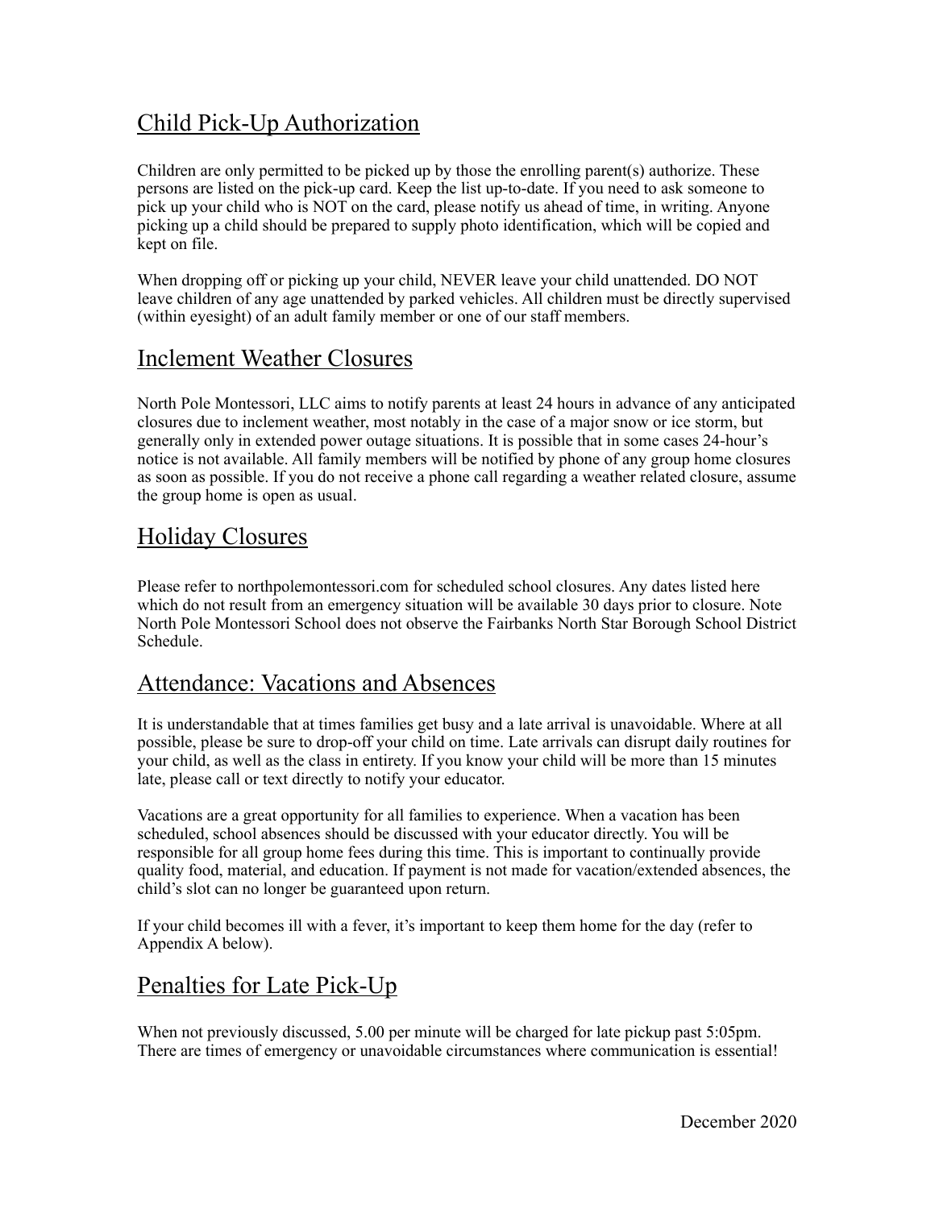## Child Pick-Up Authorization

Children are only permitted to be picked up by those the enrolling parent(s) authorize. These persons are listed on the pick-up card. Keep the list up-to-date. If you need to ask someone to pick up your child who is NOT on the card, please notify us ahead of time, in writing. Anyone picking up a child should be prepared to supply photo identification, which will be copied and kept on file.

When dropping off or picking up your child, NEVER leave your child unattended. DO NOT leave children of any age unattended by parked vehicles. All children must be directly supervised (within eyesight) of an adult family member or one of our staff members.

## Inclement Weather Closures

North Pole Montessori, LLC aims to notify parents at least 24 hours in advance of any anticipated closures due to inclement weather, most notably in the case of a major snow or ice storm, but generally only in extended power outage situations. It is possible that in some cases 24-hour's notice is not available. All family members will be notified by phone of any group home closures as soon as possible. If you do not receive a phone call regarding a weather related closure, assume the group home is open as usual.

## Holiday Closures

Please refer to northpolemontessori.com for scheduled school closures. Any dates listed here which do not result from an emergency situation will be available 30 days prior to closure. Note North Pole Montessori School does not observe the Fairbanks North Star Borough School District Schedule.

## Attendance: Vacations and Absences

It is understandable that at times families get busy and a late arrival is unavoidable. Where at all possible, please be sure to drop-off your child on time. Late arrivals can disrupt daily routines for your child, as well as the class in entirety. If you know your child will be more than 15 minutes late, please call or text directly to notify your educator.

Vacations are a great opportunity for all families to experience. When a vacation has been scheduled, school absences should be discussed with your educator directly. You will be responsible for all group home fees during this time. This is important to continually provide quality food, material, and education. If payment is not made for vacation/extended absences, the child's slot can no longer be guaranteed upon return.

If your child becomes ill with a fever, it's important to keep them home for the day (refer to Appendix A below).

## Penalties for Late Pick-Up

When not previously discussed, 5.00 per minute will be charged for late pickup past 5:05pm. There are times of emergency or unavoidable circumstances where communication is essential!

December 2020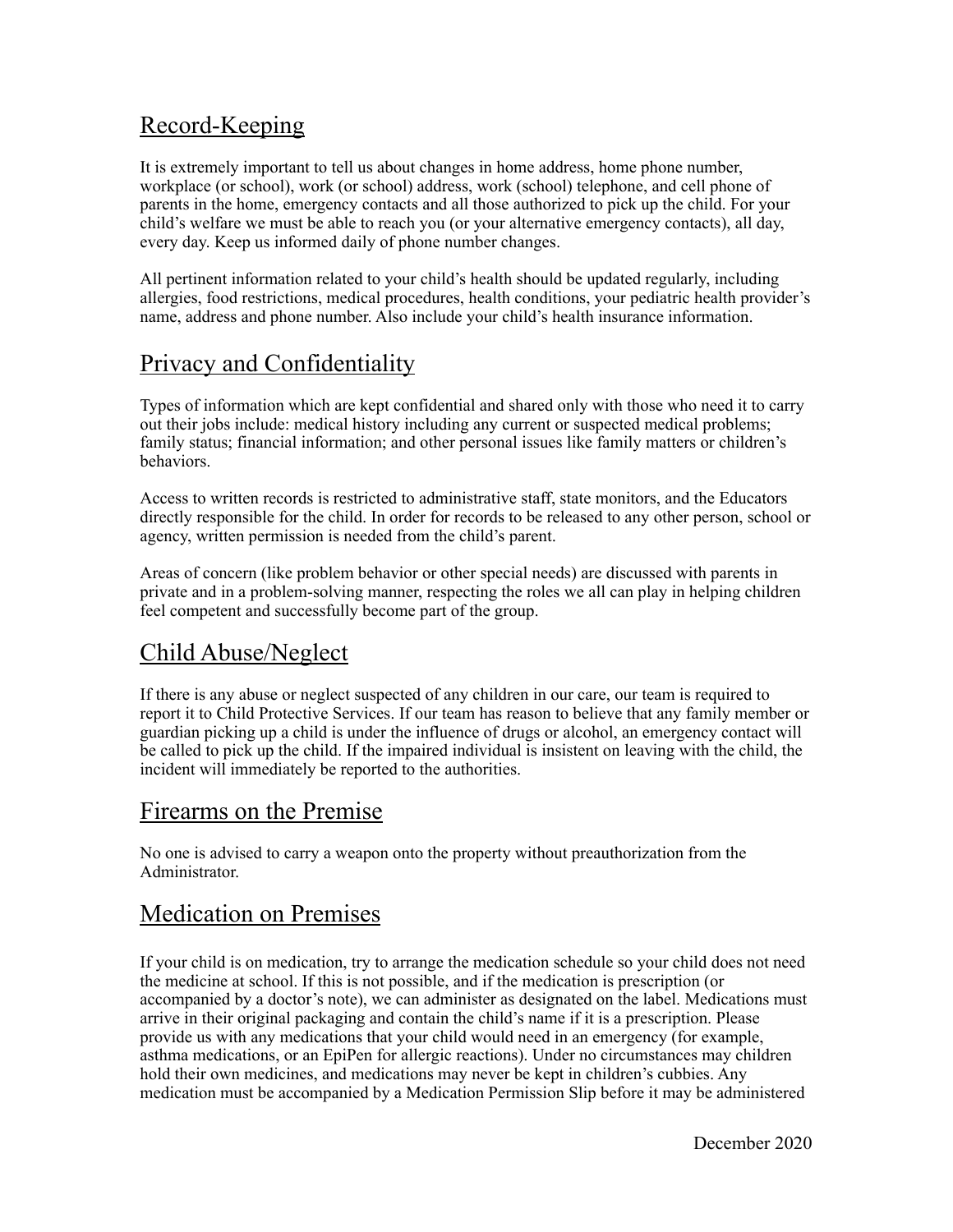## Record-Keeping

It is extremely important to tell us about changes in home address, home phone number, workplace (or school), work (or school) address, work (school) telephone, and cell phone of parents in the home, emergency contacts and all those authorized to pick up the child. For your child's welfare we must be able to reach you (or your alternative emergency contacts), all day, every day. Keep us informed daily of phone number changes.

All pertinent information related to your child's health should be updated regularly, including allergies, food restrictions, medical procedures, health conditions, your pediatric health provider's name, address and phone number. Also include your child's health insurance information.

## Privacy and Confidentiality

Types of information which are kept confidential and shared only with those who need it to carry out their jobs include: medical history including any current or suspected medical problems; family status; financial information; and other personal issues like family matters or children's behaviors.

Access to written records is restricted to administrative staff, state monitors, and the Educators directly responsible for the child. In order for records to be released to any other person, school or agency, written permission is needed from the child's parent.

Areas of concern (like problem behavior or other special needs) are discussed with parents in private and in a problem-solving manner, respecting the roles we all can play in helping children feel competent and successfully become part of the group.

## Child Abuse/Neglect

If there is any abuse or neglect suspected of any children in our care, our team is required to report it to Child Protective Services. If our team has reason to believe that any family member or guardian picking up a child is under the influence of drugs or alcohol, an emergency contact will be called to pick up the child. If the impaired individual is insistent on leaving with the child, the incident will immediately be reported to the authorities.

## Firearms on the Premise

No one is advised to carry a weapon onto the property without preauthorization from the Administrator.

## Medication on Premises

If your child is on medication, try to arrange the medication schedule so your child does not need the medicine at school. If this is not possible, and if the medication is prescription (or accompanied by a doctor's note), we can administer as designated on the label. Medications must arrive in their original packaging and contain the child's name if it is a prescription. Please provide us with any medications that your child would need in an emergency (for example, asthma medications, or an EpiPen for allergic reactions). Under no circumstances may children hold their own medicines, and medications may never be kept in children's cubbies. Any medication must be accompanied by a Medication Permission Slip before it may be administered

December 2020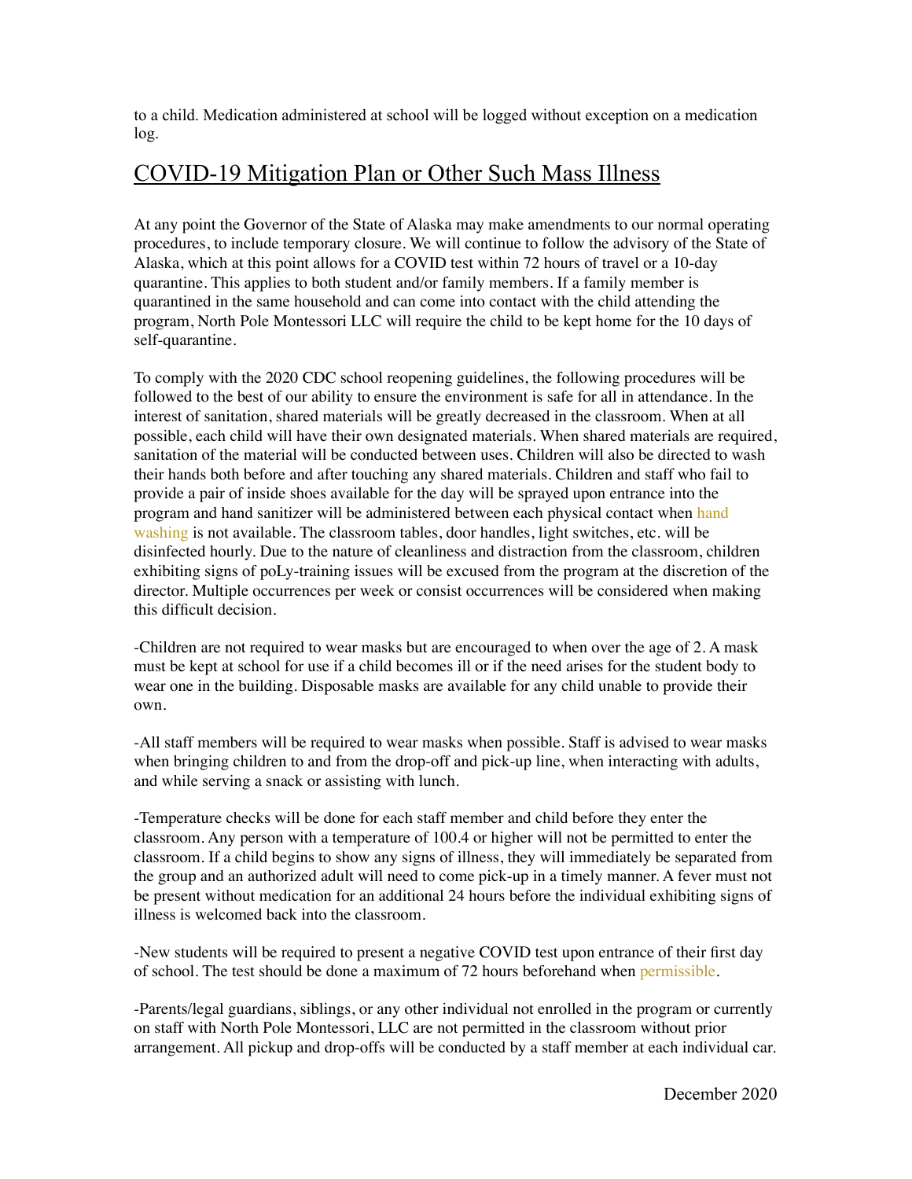to a child. Medication administered at school will be logged without exception on a medication log.

## COVID-19 Mitigation Plan or Other Such Mass Illness

At any point the Governor of the State of Alaska may make amendments to our normal operating procedures, to include temporary closure. We will continue to follow the advisory of the State of Alaska, which at this point allows for a COVID test within 72 hours of travel or a 10-day quarantine. This applies to both student and/or family members. If a family member is quarantined in the same household and can come into contact with the child attending the program, North Pole Montessori LLC will require the child to be kept home for the 10 days of self-quarantine.

To comply with the 2020 CDC school reopening guidelines, the following procedures will be followed to the best of our ability to ensure the environment is safe for all in attendance. In the interest of sanitation, shared materials will be greatly decreased in the classroom. When at all possible, each child will have their own designated materials. When shared materials are required, sanitation of the material will be conducted between uses. Children will also be directed to wash their hands both before and after touching any shared materials. Children and staff who fail to provide a pair of inside shoes available for the day will be sprayed upon entrance into the program and hand sanitizer will be administered between each physical contact when hand washing is not available. The classroom tables, door handles, light switches, etc. will be disinfected hourly. Due to the nature of cleanliness and distraction from the classroom, children exhibiting signs of poLy-training issues will be excused from the program at the discretion of the director. Multiple occurrences per week or consist occurrences will be considered when making this difficult decision.

-Children are not required to wear masks but are encouraged to when over the age of 2. A mask must be kept at school for use if a child becomes ill or if the need arises for the student body to wear one in the building. Disposable masks are available for any child unable to provide their own.

-All staff members will be required to wear masks when possible. Staff is advised to wear masks when bringing children to and from the drop-off and pick-up line, when interacting with adults, and while serving a snack or assisting with lunch.

-Temperature checks will be done for each staff member and child before they enter the classroom. Any person with a temperature of 100.4 or higher will not be permitted to enter the classroom. If a child begins to show any signs of illness, they will immediately be separated from the group and an authorized adult will need to come pick-up in a timely manner. A fever must not be present without medication for an additional 24 hours before the individual exhibiting signs of illness is welcomed back into the classroom.

-New students will be required to present a negative COVID test upon entrance of their first day of school. The test should be done a maximum of 72 hours beforehand when permissible.

-Parents/legal guardians, siblings, or any other individual not enrolled in the program or currently on staff with North Pole Montessori, LLC are not permitted in the classroom without prior arrangement. All pickup and drop-offs will be conducted by a staff member at each individual car.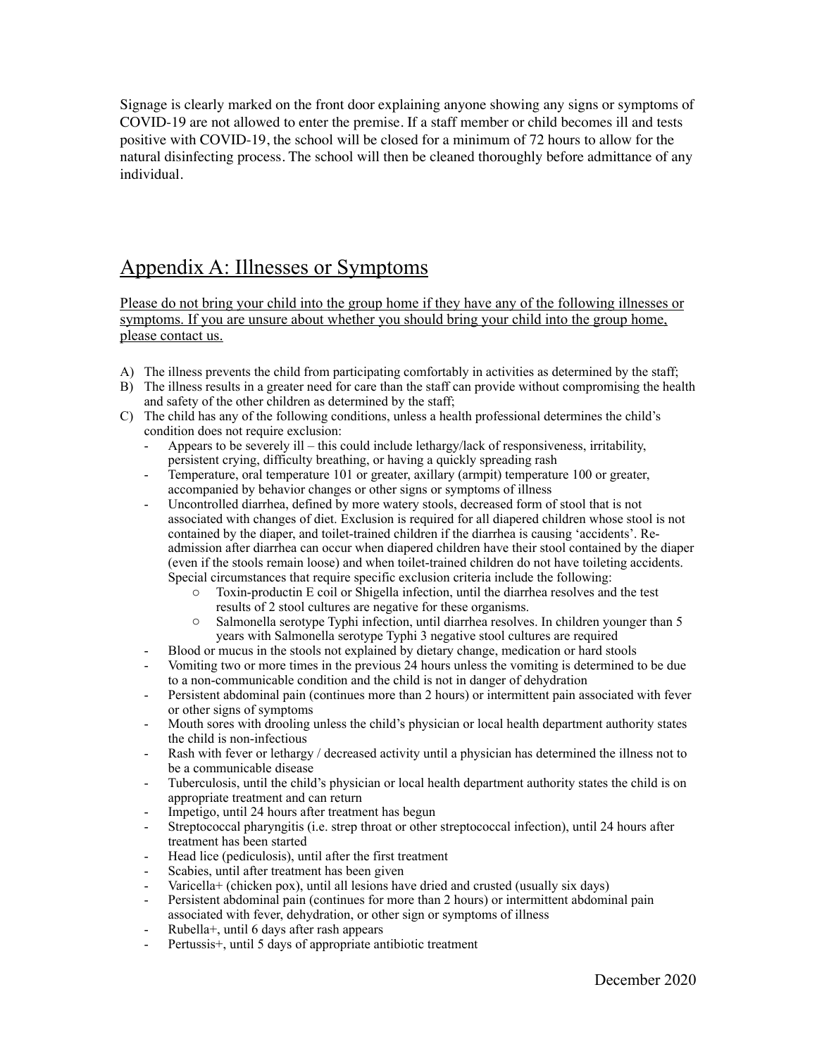Signage is clearly marked on the front door explaining anyone showing any signs or symptoms of COVID-19 are not allowed to enter the premise. If a staff member or child becomes ill and tests positive with COVID-19, the school will be closed for a minimum of 72 hours to allow for the natural disinfecting process. The school will then be cleaned thoroughly before admittance of any individual.

## Appendix A: Illnesses or Symptoms

Please do not bring your child into the group home if they have any of the following illnesses or symptoms. If you are unsure about whether you should bring your child into the group home, please contact us.

A) The illness prevents the child from participating comfortably in activities as determined by the staff;
B) The illness results in a greater need for care than the staff can provide without compromising the health and safety of the other children as determined by the staff;
C) The child has any of the following conditions, unless a health professional determines the child's condition does not require exclusion:
   - Appears to be severely ill – this could include lethargy/lack of responsiveness, irritability, persistent crying, difficulty breathing, or having a quickly spreading rash
   - Temperature, oral temperature 101 or greater, axillary (armpit) temperature 100 or greater, accompanied by behavior changes or other signs or symptoms of illness
   - Uncontrolled diarrhea, defined by more watery stools, decreased form of stool that is not associated with changes of diet. Exclusion is required for all diapered children whose stool is not contained by the diaper, and toilet-trained children if the diarrhea is causing 'accidents'. Re-admission after diarrhea can occur when diapered children have their stool contained by the diaper (even if the stools remain loose) and when toilet-trained children do not have toileting accidents. Special circumstances that require specific exclusion criteria include the following:
     - Toxin-productin E coil or Shigella infection, until the diarrhea resolves and the test results of 2 stool cultures are negative for these organisms.
     - Salmonella serotype Typhi infection, until diarrhea resolves. In children younger than 5 years with Salmonella serotype Typhi 3 negative stool cultures are required
   - Blood or mucus in the stools not explained by dietary change, medication or hard stools
   - Vomiting two or more times in the previous 24 hours unless the vomiting is determined to be due to a non-communicable condition and the child is not in danger of dehydration
   - Persistent abdominal pain (continues more than 2 hours) or intermittent pain associated with fever or other signs of symptoms
   - Mouth sores with drooling unless the child's physician or local health department authority states the child is non-infectious
   - Rash with fever or lethargy / decreased activity until a physician has determined the illness not to be a communicable disease
   - Tuberculosis, until the child's physician or local health department authority states the child is on appropriate treatment and can return
   - Impetigo, until 24 hours after treatment has begun
   - Streptococcal pharyngitis (i.e. strep throat or other streptococcal infection), until 24 hours after treatment has been started
   - Head lice (pediculosis), until after the first treatment
   - Scabies, until after treatment has been given
   - Varicella+ (chicken pox), until all lesions have dried and crusted (usually six days)
   - Persistent abdominal pain (continues for more than 2 hours) or intermittent abdominal pain associated with fever, dehydration, or other sign or symptoms of illness
   - Rubella+, until 6 days after rash appears
   - Pertussis+, until 5 days of appropriate antibiotic treatment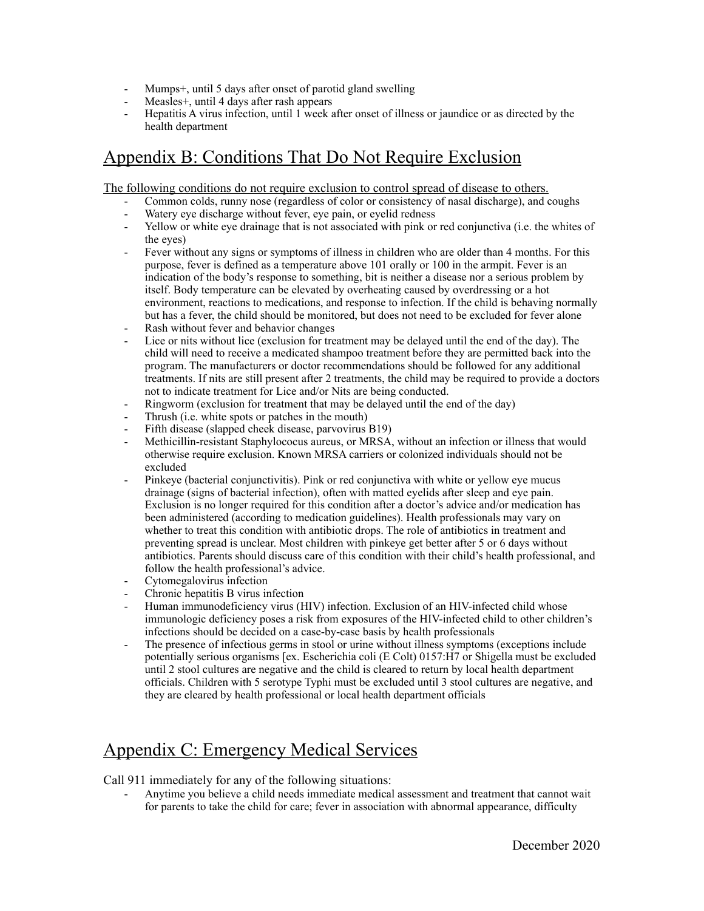- Mumps+, until 5 days after onset of parotid gland swelling
- Measles+, until 4 days after rash appears
- Hepatitis A virus infection, until 1 week after onset of illness or jaundice or as directed by the health department

## Appendix B: Conditions That Do Not Require Exclusion

The following conditions do not require exclusion to control spread of disease to others.

- Common colds, runny nose (regardless of color or consistency of nasal discharge), and coughs
- Watery eye discharge without fever, eye pain, or eyelid redness
- Yellow or white eye drainage that is not associated with pink or red conjunctiva (i.e. the whites of the eyes)
- Fever without any signs or symptoms of illness in children who are older than 4 months. For this purpose, fever is defined as a temperature above 101 orally or 100 in the armpit. Fever is an indication of the body's response to something, bit is neither a disease nor a serious problem by itself. Body temperature can be elevated by overheating caused by overdressing or a hot environment, reactions to medications, and response to infection. If the child is behaving normally but has a fever, the child should be monitored, but does not need to be excluded for fever alone
- Rash without fever and behavior changes
- Lice or nits without lice (exclusion for treatment may be delayed until the end of the day). The child will need to receive a medicated shampoo treatment before they are permitted back into the program. The manufacturers or doctor recommendations should be followed for any additional treatments. If nits are still present after 2 treatments, the child may be required to provide a doctors not to indicate treatment for Lice and/or Nits are being conducted.
- Ringworm (exclusion for treatment that may be delayed until the end of the day)
- Thrush (i.e. white spots or patches in the mouth)
- Fifth disease (slapped cheek disease, parvovirus B19)
- Methicillin-resistant Staphylococus aureus, or MRSA, without an infection or illness that would otherwise require exclusion. Known MRSA carriers or colonized individuals should not be excluded
- Pinkeye (bacterial conjunctivitis). Pink or red conjunctiva with white or yellow eye mucus drainage (signs of bacterial infection), often with matted eyelids after sleep and eye pain. Exclusion is no longer required for this condition after a doctor's advice and/or medication has been administered (according to medication guidelines). Health professionals may vary on whether to treat this condition with antibiotic drops. The role of antibiotics in treatment and preventing spread is unclear. Most children with pinkeye get better after 5 or 6 days without antibiotics. Parents should discuss care of this condition with their child's health professional, and follow the health professional's advice.
- Cytomegalovirus infection
- Chronic hepatitis B virus infection
- Human immunodeficiency virus (HIV) infection. Exclusion of an HIV-infected child whose immunologic deficiency poses a risk from exposures of the HIV-infected child to other children's infections should be decided on a case-by-case basis by health professionals
- The presence of infectious germs in stool or urine without illness symptoms (exceptions include potentially serious organisms [ex. Escherichia coli (E Colt) 0157:H7 or Shigella must be excluded until 2 stool cultures are negative and the child is cleared to return by local health department officials. Children with 5 serotype Typhi must be excluded until 3 stool cultures are negative, and they are cleared by health professional or local health department officials

## Appendix C: Emergency Medical Services

Call 911 immediately for any of the following situations:

- Anytime you believe a child needs immediate medical assessment and treatment that cannot wait for parents to take the child for care; fever in association with abnormal appearance, difficulty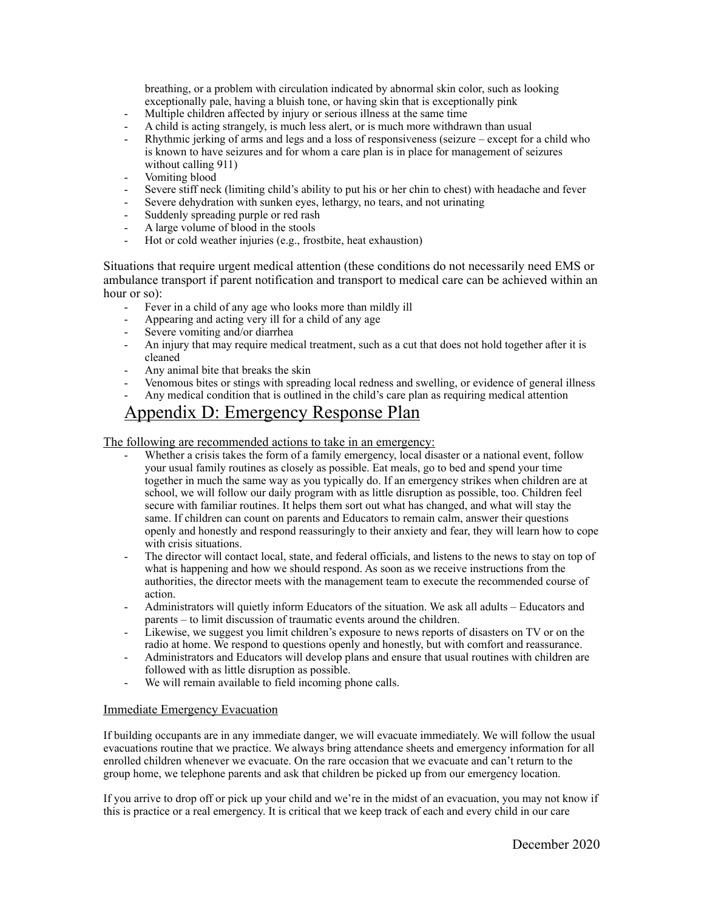breathing, or a problem with circulation indicated by abnormal skin color, such as looking exceptionally pale, having a bluish tone, or having skin that is exceptionally pink
- Multiple children affected by injury or serious illness at the same time
- A child is acting strangely, is much less alert, or is much more withdrawn than usual
- Rhythmic jerking of arms and legs and a loss of responsiveness (seizure – except for a child who is known to have seizures and for whom a care plan is in place for management of seizures without calling 911)
- Vomiting blood
- Severe stiff neck (limiting child's ability to put his or her chin to chest) with headache and fever
- Severe dehydration with sunken eyes, lethargy, no tears, and not urinating
- Suddenly spreading purple or red rash
- A large volume of blood in the stools
- Hot or cold weather injuries (e.g., frostbite, heat exhaustion)

Situations that require urgent medical attention (these conditions do not necessarily need EMS or ambulance transport if parent notification and transport to medical care can be achieved within an hour or so):

- Fever in a child of any age who looks more than mildly ill
- Appearing and acting very ill for a child of any age
- Severe vomiting and/or diarrhea
- An injury that may require medical treatment, such as a cut that does not hold together after it is cleaned
- Any animal bite that breaks the skin
- Venomous bites or stings with spreading local redness and swelling, or evidence of general illness
- Any medical condition that is outlined in the child's care plan as requiring medical attention

# Appendix D: Emergency Response Plan

The following are recommended actions to take in an emergency:

- Whether a crisis takes the form of a family emergency, local disaster or a national event, follow your usual family routines as closely as possible. Eat meals, go to bed and spend your time together in much the same way as you typically do. If an emergency strikes when children are at school, we will follow our daily program with as little disruption as possible, too. Children feel secure with familiar routines. It helps them sort out what has changed, and what will stay the same. If children can count on parents and Educators to remain calm, answer their questions openly and honestly and respond reassuringly to their anxiety and fear, they will learn how to cope with crisis situations.
- The director will contact local, state, and federal officials, and listens to the news to stay on top of what is happening and how we should respond. As soon as we receive instructions from the authorities, the director meets with the management team to execute the recommended course of action.
- Administrators will quietly inform Educators of the situation. We ask all adults – Educators and parents – to limit discussion of traumatic events around the children.
- Likewise, we suggest you limit children's exposure to news reports of disasters on TV or on the radio at home. We respond to questions openly and honestly, but with comfort and reassurance.
- Administrators and Educators will develop plans and ensure that usual routines with children are followed with as little disruption as possible.
- We will remain available to field incoming phone calls.

## Immediate Emergency Evacuation

If building occupants are in any immediate danger, we will evacuate immediately. We will follow the usual evacuations routine that we practice. We always bring attendance sheets and emergency information for all enrolled children whenever we evacuate. On the rare occasion that we evacuate and can't return to the group home, we telephone parents and ask that children be picked up from our emergency location.

If you arrive to drop off or pick up your child and we're in the midst of an evacuation, you may not know if this is practice or a real emergency. It is critical that we keep track of each and every child in our care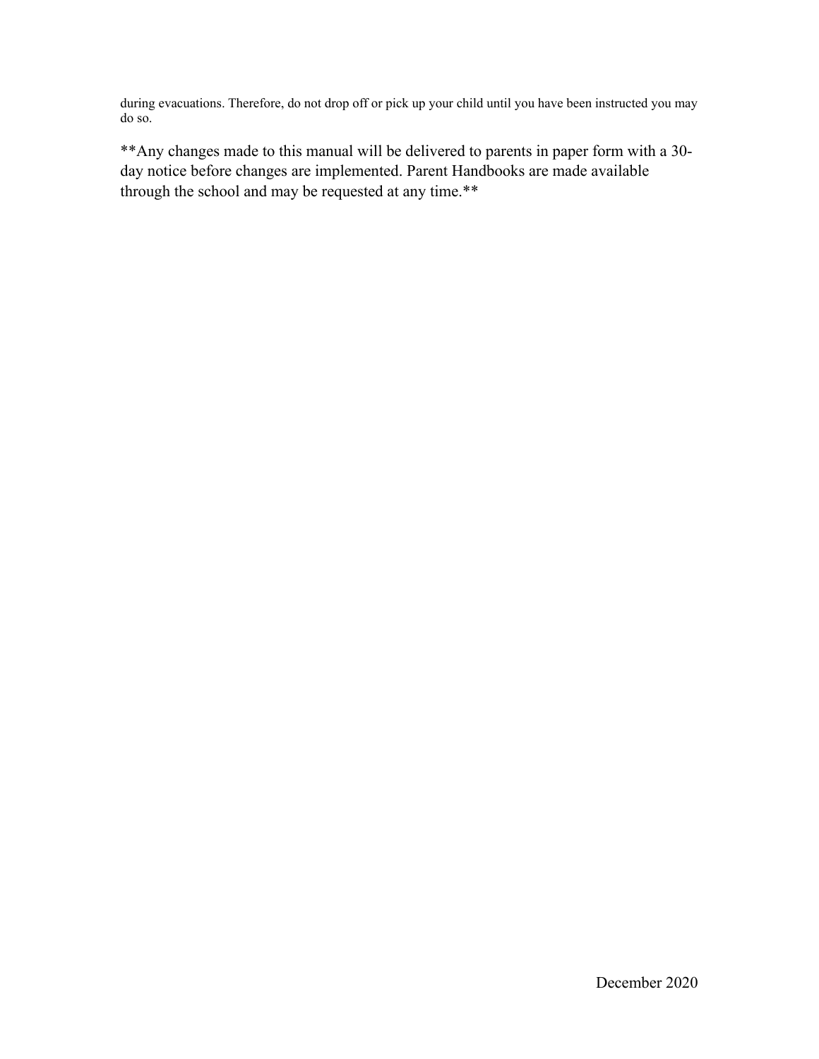during evacuations. Therefore, do not drop off or pick up your child until you have been instructed you may do so.

**Any changes made to this manual will be delivered to parents in paper form with a 30-day notice before changes are implemented. Parent Handbooks are made available through the school and may be requested at any time.**

December 2020